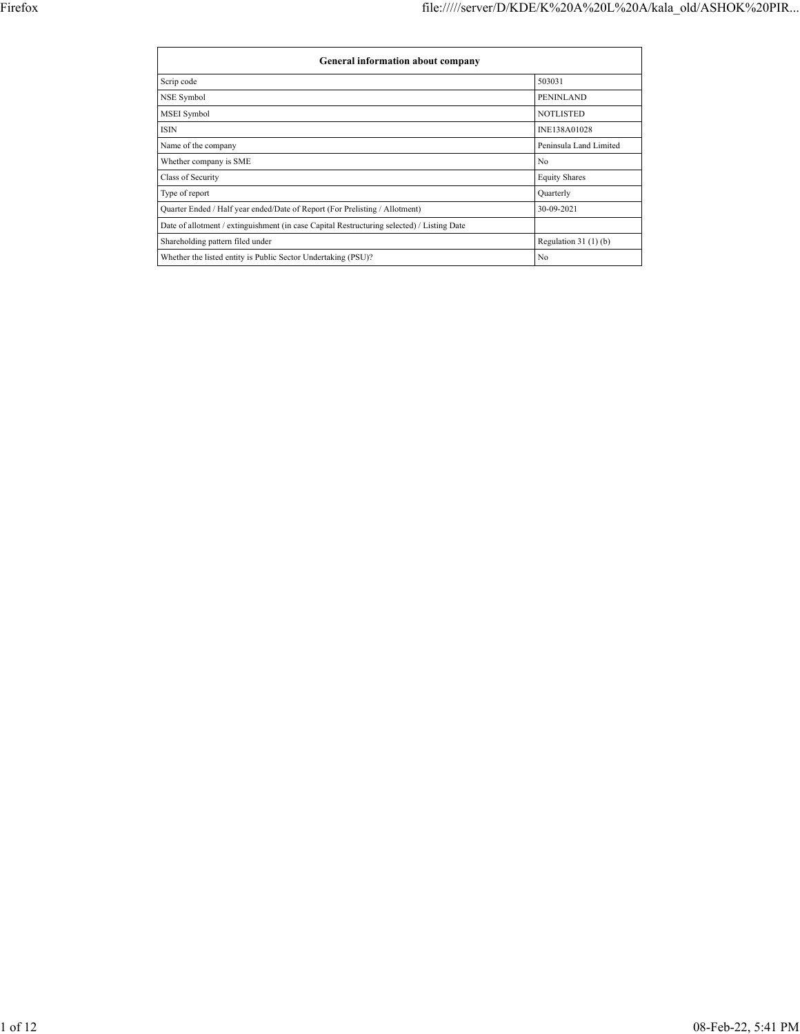| General information about company | |
|---|---|
| Scrip code | 503031 |
| NSE Symbol | PENINLAND |
| MSEI Symbol | NOTLISTED |
| ISIN | INE138A01028 |
| Name of the company | Peninsula Land Limited |
| Whether company is SME | No |
| Class of Security | Equity Shares |
| Type of report | Quarterly |
| Quarter Ended / Half year ended/Date of Report (For Prelisting / Allotment) | 30-09-2021 |
| Date of allotment / extinguishment (in case Capital Restructuring selected) / Listing Date | |
| Shareholding pattern filed under | Regulation 31 (1) (b) |
| Whether the listed entity is Public Sector Undertaking (PSU)? | No |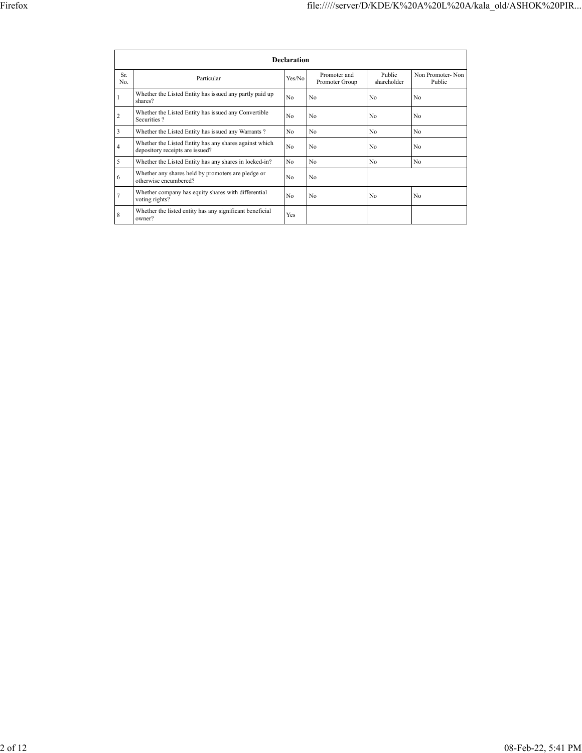| Declaration | | | | | |
|---|---|---|---|---|---|
| Sr. No. | Particular | Yes/No | Promoter and Promoter Group | Public shareholder | Non Promoter- Non Public |
| 1 | Whether the Listed Entity has issued any partly paid up shares? | No | No | No | No |
| 2 | Whether the Listed Entity has issued any Convertible Securities ? | No | No | No | No |
| 3 | Whether the Listed Entity has issued any Warrants ? | No | No | No | No |
| 4 | Whether the Listed Entity has any shares against which depository receipts are issued? | No | No | No | No |
| 5 | Whether the Listed Entity has any shares in locked-in? | No | No | No | No |
| 6 | Whether any shares held by promoters are pledge or otherwise encumbered? | No | No | | |
| 7 | Whether company has equity shares with differential voting rights? | No | No | No | No |
| 8 | Whether the listed entity has any significant beneficial owner? | Yes | | | |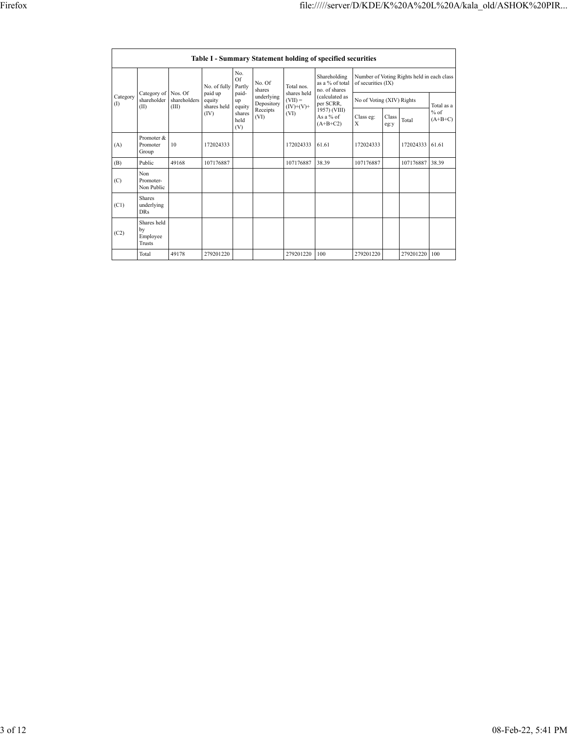## Table I - Summary Statement holding of specified securities

| Category (I) | Category of shareholder (II) | Nos. Of shareholders (III) | No. of fully paid up equity shares held (IV) | No. Of Partly paid-up equity shares held (V) | No. Of shares underlying Depository Receipts (VI) | Total nos. shares held (VII) = (IV)+(V)+ (VI) | Shareholding as a % of total no. of shares (calculated as per SCRR, 1957) (VIII) As a % of (A+B+C2) | Number of Voting Rights held in each class of securities (IX) | | | |
|---|---|---|---|---|---|---|---|---|---|---|---|
| | | | | | | | | No of Voting (XIV) Rights | | | Total as a % of (A+B+C) |
| | | | | | | | | Class eg: X | Class eg:y | Total | |
| (A) | Promoter & Promoter Group | 10 | 172024333 | | | 172024333 | 61.61 | 172024333 | | 172024333 | 61.61 |
| (B) | Public | 49168 | 107176887 | | | 107176887 | 38.39 | 107176887 | | 107176887 | 38.39 |
| (C) | Non Promoter- Non Public | | | | | | | | | | |
| (C1) | Shares underlying DRs | | | | | | | | | | |
| (C2) | Shares held by Employee Trusts | | | | | | | | | | |
| | Total | 49178 | 279201220 | | | 279201220 | 100 | 279201220 | | 279201220 | 100 |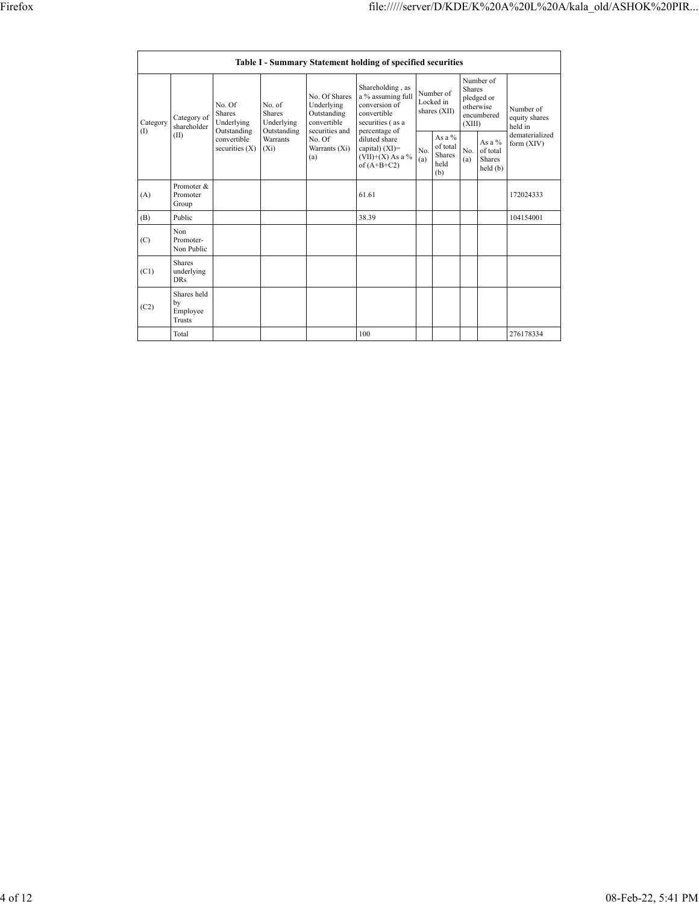| Table I - Summary Statement holding of specified securities | | | | | | | | | | |
|---|---|---|---|---|---|---|---|---|---|---|
| Category (I) | Category of shareholder (II) | No. Of Shares Underlying Outstanding convertible securities (X) | No. of Shares Underlying Outstanding Warrants (Xi) | No. Of Shares Underlying Outstanding convertible securities and No. Of Warrants (Xi) (a) | Shareholding , as a % assuming full conversion of convertible securities ( as a percentage of diluted share capital) (XI)= (VII)+(X) As a % of (A+B+C2) | Number of Locked in shares (XII) | | Number of Shares pledged or otherwise encumbered (XIII) | | Number of equity shares held in dematerialized form (XIV) |
| | | | | | | No. (a) | As a % of total Shares held (b) | No. (a) | As a % of total Shares held (b) | |
| (A) | Promoter & Promoter Group | | | | 61.61 | | | | | 172024333 |
| (B) | Public | | | | 38.39 | | | | | 104154001 |
| (C) | Non Promoter- Non Public | | | | | | | | | |
| (C1) | Shares underlying DRs | | | | | | | | | |
| (C2) | Shares held by Employee Trusts | | | | | | | | | |
| | Total | | | | 100 | | | | | 276178334 |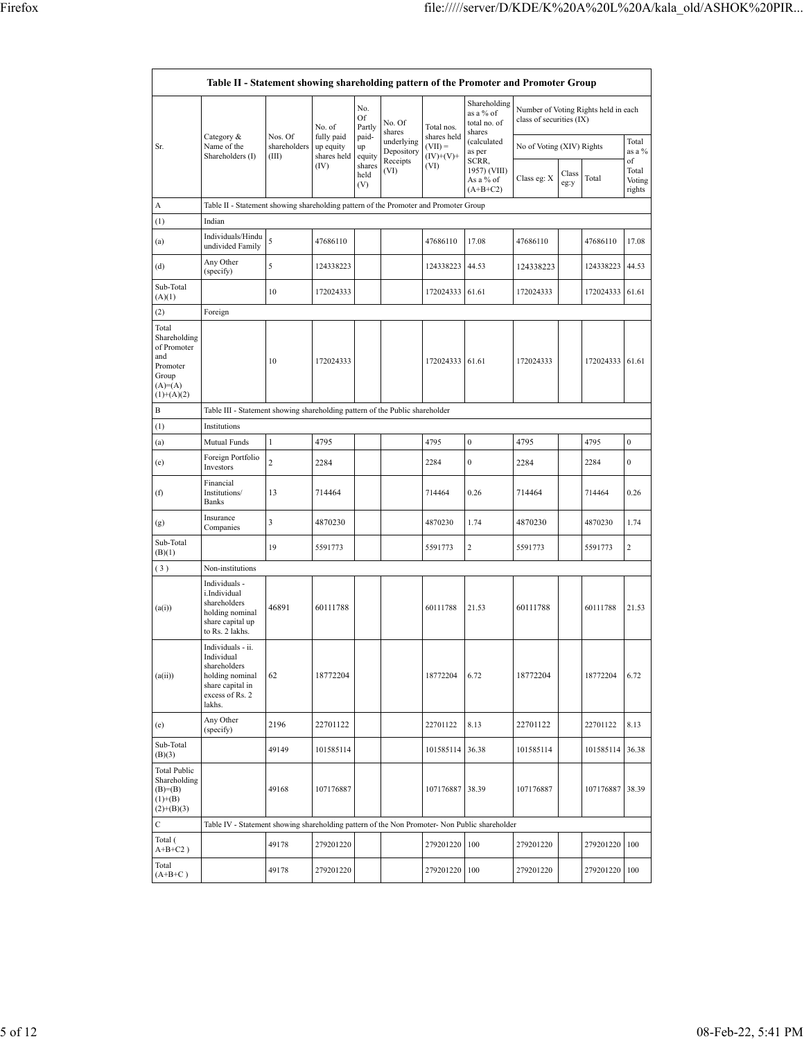| Table II - Statement showing shareholding pattern of the Promoter and Promoter Group | | | | | | | | | | | |
|---|---|---|---|---|---|---|---|---|---|---|---|
| Sr. | Category & Name of the Shareholders (I) | Nos. Of shareholders (III) | No. of fully paid up equity shares held (IV) | No. Of Partly paid-up equity shares held (V) | No. Of shares underlying Depository Receipts (VI) | Total nos. shares held (VII) = (IV)+(V)+ (VI) | Shareholding as a % of total no. of shares (calculated as per SCRR, 1957) (VIII) As a % of (A+B+C2) | Number of Voting Rights held in each class of securities (IX) | | | |
| | | | | | | | | No of Voting (XIV) Rights | | | Total as a % of Total Voting rights |
| | | | | | | | | Class eg: X | Class eg:y | Total | |
| A | Table II - Statement showing shareholding pattern of the Promoter and Promoter Group | | | | | | | | | | |
| (1) | Indian | | | | | | | | | | |
| (a) | Individuals/Hindu undivided Family | 5 | 47686110 | | | 47686110 | 17.08 | 47686110 | | 47686110 | 17.08 |
| (d) | Any Other (specify) | 5 | 124338223 | | | 124338223 | 44.53 | 124338223 | | 124338223 | 44.53 |
| Sub-Total (A)(1) | | 10 | 172024333 | | | 172024333 | 61.61 | 172024333 | | 172024333 | 61.61 |
| (2) | Foreign | | | | | | | | | | |
| Total Shareholding of Promoter and Promoter Group (A)=(A)(1)+(A)(2) | | 10 | 172024333 | | | 172024333 | 61.61 | 172024333 | | 172024333 | 61.61 |
| B | Table III - Statement showing shareholding pattern of the Public shareholder | | | | | | | | | | |
| (1) | Institutions | | | | | | | | | | |
| (a) | Mutual Funds | 1 | 4795 | | | 4795 | 0 | 4795 | | 4795 | 0 |
| (e) | Foreign Portfolio Investors | 2 | 2284 | | | 2284 | 0 | 2284 | | 2284 | 0 |
| (f) | Financial Institutions/ Banks | 13 | 714464 | | | 714464 | 0.26 | 714464 | | 714464 | 0.26 |
| (g) | Insurance Companies | 3 | 4870230 | | | 4870230 | 1.74 | 4870230 | | 4870230 | 1.74 |
| Sub-Total (B)(1) | | 19 | 5591773 | | | 5591773 | 2 | 5591773 | | 5591773 | 2 |
| ( 3 ) | Non-institutions | | | | | | | | | | |
| (a(i)) | Individuals - i.Individual shareholders holding nominal share capital up to Rs. 2 lakhs. | 46891 | 60111788 | | | 60111788 | 21.53 | 60111788 | | 60111788 | 21.53 |
| (a(ii)) | Individuals - ii. Individual shareholders holding nominal share capital in excess of Rs. 2 lakhs. | 62 | 18772204 | | | 18772204 | 6.72 | 18772204 | | 18772204 | 6.72 |
| (e) | Any Other (specify) | 2196 | 22701122 | | | 22701122 | 8.13 | 22701122 | | 22701122 | 8.13 |
| Sub-Total (B)(3) | | 49149 | 101585114 | | | 101585114 | 36.38 | 101585114 | | 101585114 | 36.38 |
| Total Public Shareholding (B)=(B)(1)+(B)(2)+(B)(3) | | 49168 | 107176887 | | | 107176887 | 38.39 | 107176887 | | 107176887 | 38.39 |
| C | Table IV - Statement showing shareholding pattern of the Non Promoter- Non Public shareholder | | | | | | | | | | |
| Total ( A+B+C2 ) | | 49178 | 279201220 | | | 279201220 | 100 | 279201220 | | 279201220 | 100 |
| Total (A+B+C ) | | 49178 | 279201220 | | | 279201220 | 100 | 279201220 | | 279201220 | 100 |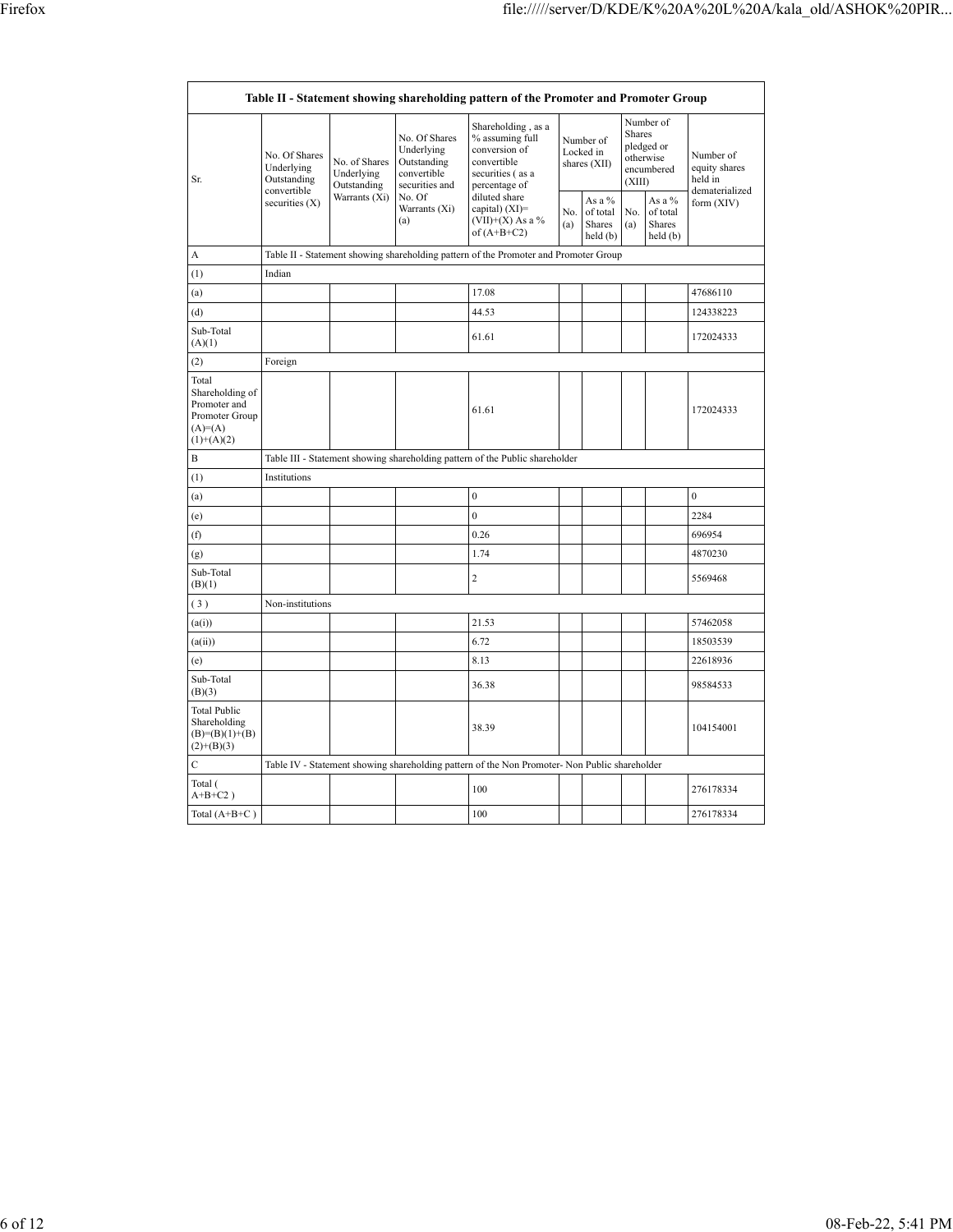| Table II - Statement showing shareholding pattern of the Promoter and Promoter Group | | | | | | | | | |
|---|---|---|---|---|---|---|---|---|---|
| Sr. | No. Of Shares Underlying Outstanding convertible securities (X) | No. of Shares Underlying Outstanding Warrants (Xi) | No. Of Shares Underlying Outstanding convertible securities and No. Of Warrants (Xi) (a) | Shareholding , as a % assuming full conversion of convertible securities ( as a percentage of diluted share capital) (XI)= (VII)+(X) As a % of (A+B+C2) | Number of Locked in shares (XII) | | Number of Shares pledged or otherwise encumbered (XIII) | | Number of equity shares held in dematerialized form (XIV) |
| | | | | | No. (a) | As a % of total Shares held (b) | No. (a) | As a % of total Shares held (b) | |
| A | Table II - Statement showing shareholding pattern of the Promoter and Promoter Group | | | | | | | | |
| (1) | Indian | | | | | | | | |
| (a) | | | | 17.08 | | | | | 47686110 |
| (d) | | | | 44.53 | | | | | 124338223 |
| Sub-Total (A)(1) | | | | 61.61 | | | | | 172024333 |
| (2) | Foreign | | | | | | | | |
| Total Shareholding of Promoter and Promoter Group (A)=(A)(1)+(A)(2) | | | | 61.61 | | | | | 172024333 |
| B | Table III - Statement showing shareholding pattern of the Public shareholder | | | | | | | | |
| (1) | Institutions | | | | | | | | |
| (a) | | | | 0 | | | | | 0 |
| (e) | | | | 0 | | | | | 2284 |
| (f) | | | | 0.26 | | | | | 696954 |
| (g) | | | | 1.74 | | | | | 4870230 |
| Sub-Total (B)(1) | | | | 2 | | | | | 5569468 |
| ( 3 ) | Non-institutions | | | | | | | | |
| (a(i)) | | | | 21.53 | | | | | 57462058 |
| (a(ii)) | | | | 6.72 | | | | | 18503539 |
| (e) | | | | 8.13 | | | | | 22618936 |
| Sub-Total (B)(3) | | | | 36.38 | | | | | 98584533 |
| Total Public Shareholding (B)=(B)(1)+(B)(2)+(B)(3) | | | | 38.39 | | | | | 104154001 |
| C | Table IV - Statement showing shareholding pattern of the Non Promoter- Non Public shareholder | | | | | | | | |
| Total ( A+B+C2 ) | | | | 100 | | | | | 276178334 |
| Total (A+B+C ) | | | | 100 | | | | | 276178334 |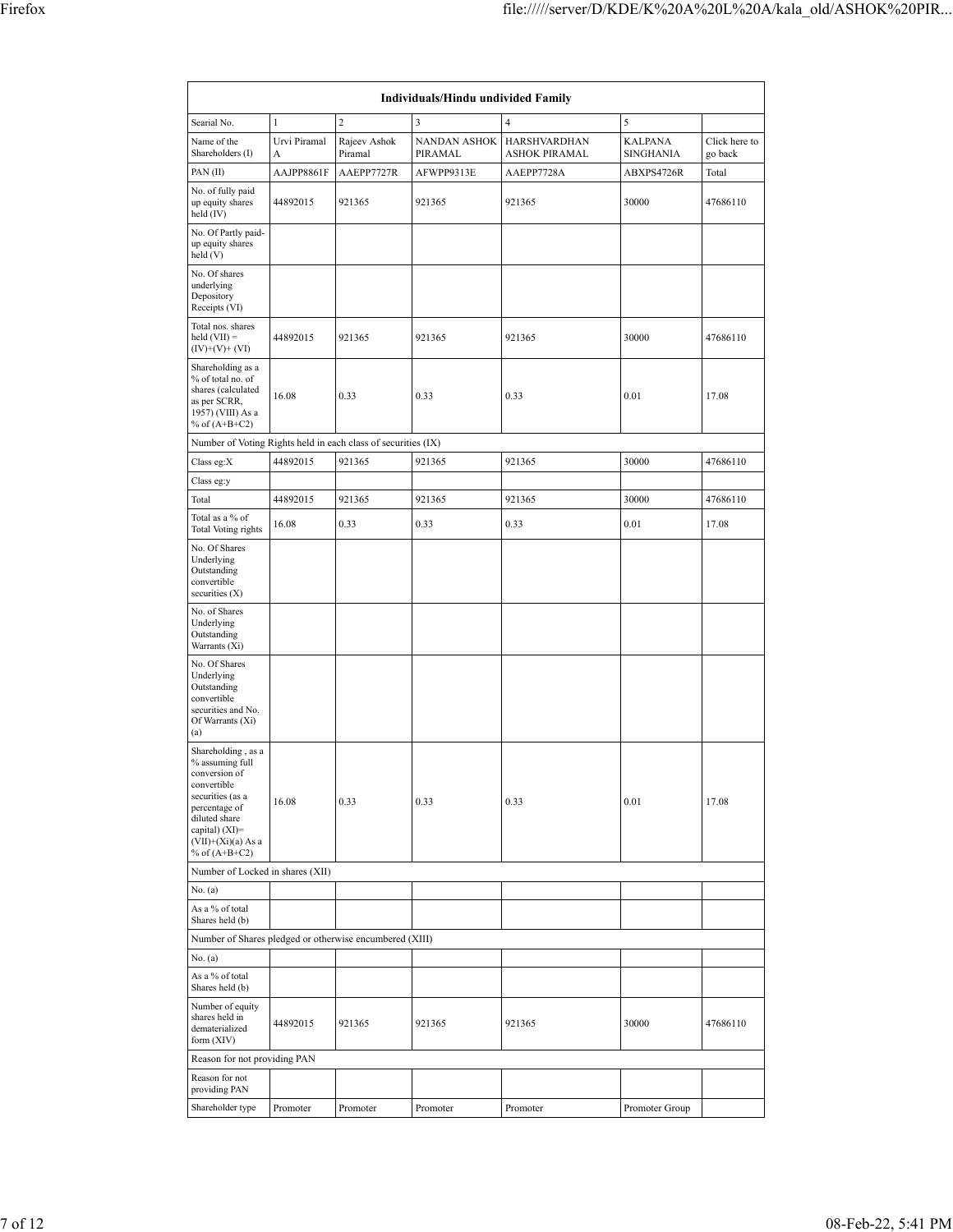| Individuals/Hindu undivided Family | | | | | | |
|---|---|---|---|---|---|---|
| Searial No. | 1 | 2 | 3 | 4 | 5 | |
| Name of the Shareholders (I) | Urvi Piramal A | Rajeev Ashok Piramal | NANDAN ASHOK PIRAMAL | HARSHVARDHAN ASHOK PIRAMAL | KALPANA SINGHANIA | Click here to go back |
| PAN (II) | AAJPP8861F | AAEPP7727R | AFWPP9313E | AAEPP7728A | ABXPS4726R | Total |
| No. of fully paid up equity shares held (IV) | 44892015 | 921365 | 921365 | 921365 | 30000 | 47686110 |
| No. Of Partly paid-up equity shares held (V) | | | | | | |
| No. Of shares underlying Depository Receipts (VI) | | | | | | |
| Total nos. shares held (VII) = (IV)+(V)+ (VI) | 44892015 | 921365 | 921365 | 921365 | 30000 | 47686110 |
| Shareholding as a % of total no. of shares (calculated as per SCRR, 1957) (VIII) As a % of (A+B+C2) | 16.08 | 0.33 | 0.33 | 0.33 | 0.01 | 17.08 |
| Number of Voting Rights held in each class of securities (IX) | | | | | | |
| Class eg:X | 44892015 | 921365 | 921365 | 921365 | 30000 | 47686110 |
| Class eg:y | | | | | | |
| Total | 44892015 | 921365 | 921365 | 921365 | 30000 | 47686110 |
| Total as a % of Total Voting rights | 16.08 | 0.33 | 0.33 | 0.33 | 0.01 | 17.08 |
| No. Of Shares Underlying Outstanding convertible securities (X) | | | | | | |
| No. of Shares Underlying Outstanding Warrants (Xi) | | | | | | |
| No. Of Shares Underlying Outstanding convertible securities and No. Of Warrants (Xi) (a) | | | | | | |
| Shareholding , as a % assuming full conversion of convertible securities (as a percentage of diluted share capital) (XI)= (VII)+(Xi)(a) As a % of (A+B+C2) | 16.08 | 0.33 | 0.33 | 0.33 | 0.01 | 17.08 |
| Number of Locked in shares (XII) | | | | | | |
| No. (a) | | | | | | |
| As a % of total Shares held (b) | | | | | | |
| Number of Shares pledged or otherwise encumbered (XIII) | | | | | | |
| No. (a) | | | | | | |
| As a % of total Shares held (b) | | | | | | |
| Number of equity shares held in dematerialized form (XIV) | 44892015 | 921365 | 921365 | 921365 | 30000 | 47686110 |
| Reason for not providing PAN | | | | | | |
| Reason for not providing PAN | | | | | | |
| Shareholder type | Promoter | Promoter | Promoter | Promoter | Promoter Group | |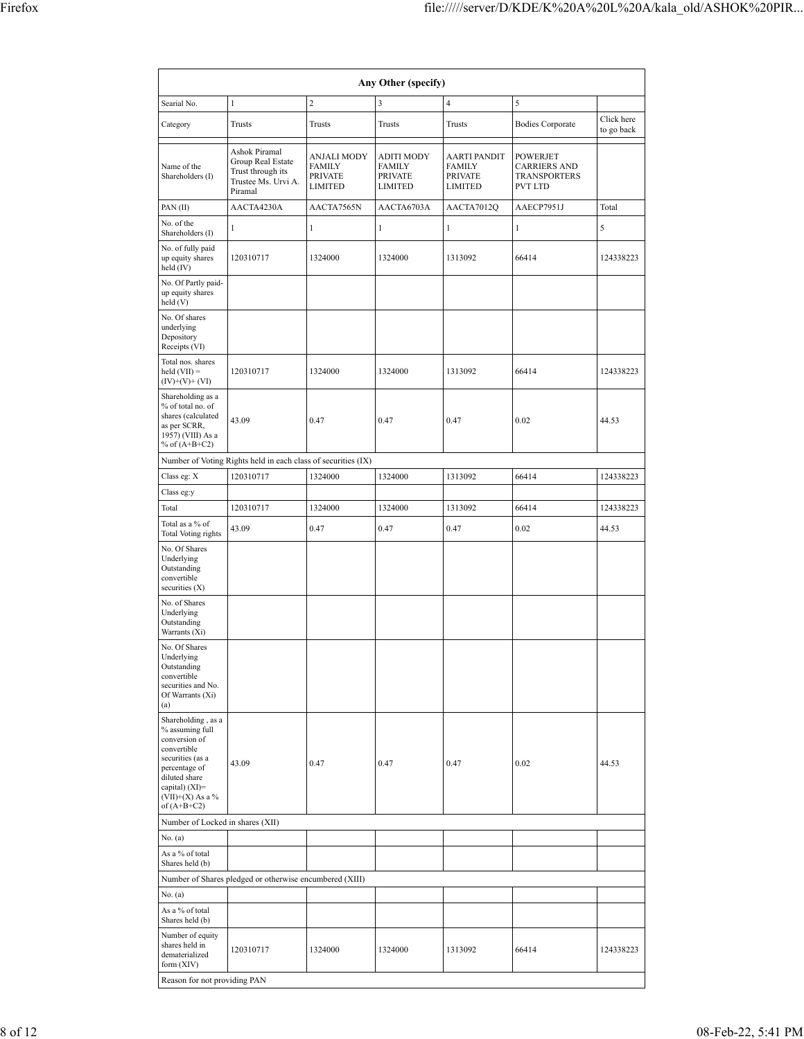| Any Other (specify) | | | | | | |
|---|---|---|---|---|---|---|
| Searial No. | 1 | 2 | 3 | 4 | 5 | |
| Category | Trusts | Trusts | Trusts | Trusts | Bodies Corporate | Click here to go back |
| | | | | | | |
| Name of the Shareholders (I) | Ashok Piramal Group Real Estate Trust through its Trustee Ms. Urvi A. Piramal | ANJALI MODY FAMILY PRIVATE LIMITED | ADITI MODY FAMILY PRIVATE LIMITED | AARTI PANDIT FAMILY PRIVATE LIMITED | POWERJET CARRIERS AND TRANSPORTERS PVT LTD | |
| PAN (II) | AACTA4230A | AACTA7565N | AACTA6703A | AACTA7012Q | AAECP7951J | Total |
| No. of the Shareholders (I) | 1 | 1 | 1 | 1 | 1 | 5 |
| No. of fully paid up equity shares held (IV) | 120310717 | 1324000 | 1324000 | 1313092 | 66414 | 124338223 |
| No. Of Partly paid-up equity shares held (V) | | | | | | |
| No. Of shares underlying Depository Receipts (VI) | | | | | | |
| Total nos. shares held (VII) = (IV)+(V)+ (VI) | 120310717 | 1324000 | 1324000 | 1313092 | 66414 | 124338223 |
| Shareholding as a % of total no. of shares (calculated as per SCRR, 1957) (VIII) As a % of (A+B+C2) | 43.09 | 0.47 | 0.47 | 0.47 | 0.02 | 44.53 |
| Number of Voting Rights held in each class of securities (IX) | | | | | | |
| Class eg: X | 120310717 | 1324000 | 1324000 | 1313092 | 66414 | 124338223 |
| Class eg:y | | | | | | |
| Total | 120310717 | 1324000 | 1324000 | 1313092 | 66414 | 124338223 |
| Total as a % of Total Voting rights | 43.09 | 0.47 | 0.47 | 0.47 | 0.02 | 44.53 |
| No. Of Shares Underlying Outstanding convertible securities (X) | | | | | | |
| No. of Shares Underlying Outstanding Warrants (Xi) | | | | | | |
| No. Of Shares Underlying Outstanding convertible securities and No. Of Warrants (Xi) (a) | | | | | | |
| Shareholding , as a % assuming full conversion of convertible securities (as a percentage of diluted share capital) (XI)= (VII)+(X) As a % of (A+B+C2) | 43.09 | 0.47 | 0.47 | 0.47 | 0.02 | 44.53 |
| Number of Locked in shares (XII) | | | | | | |
| No. (a) | | | | | | |
| As a % of total Shares held (b) | | | | | | |
| Number of Shares pledged or otherwise encumbered (XIII) | | | | | | |
| No. (a) | | | | | | |
| As a % of total Shares held (b) | | | | | | |
| Number of equity shares held in dematerialized form (XIV) | 120310717 | 1324000 | 1324000 | 1313092 | 66414 | 124338223 |
| Reason for not providing PAN | | | | | | |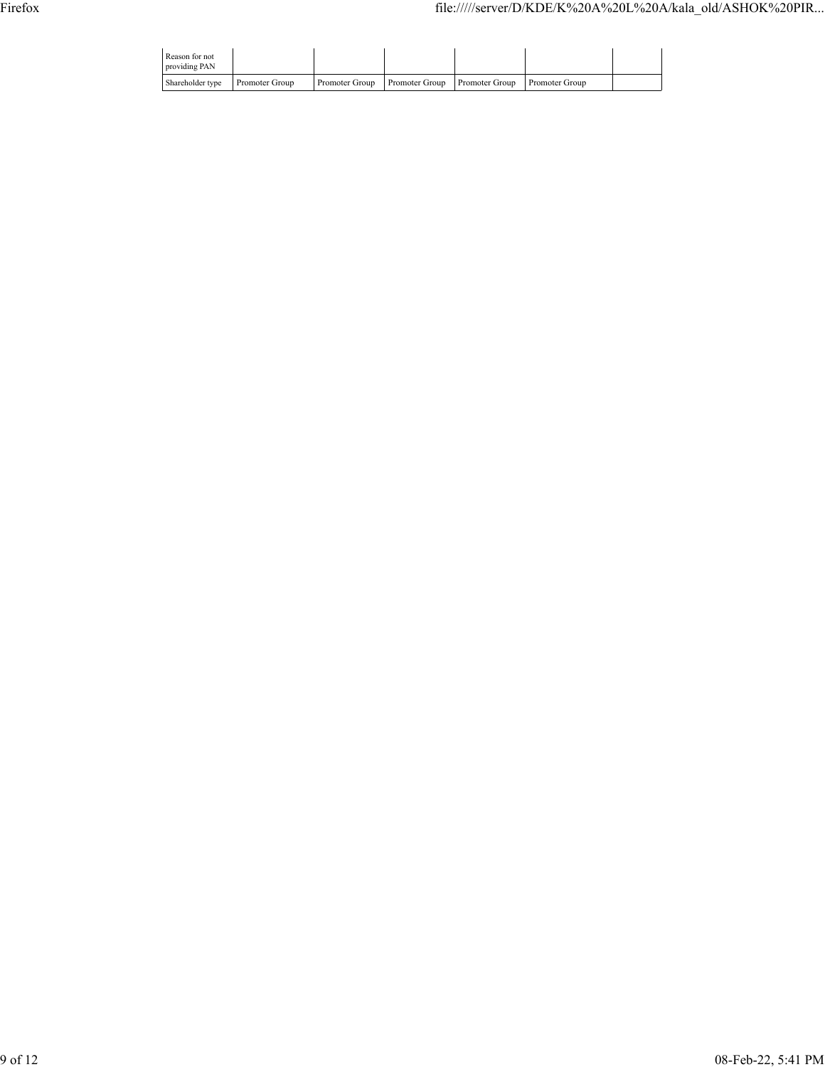| Reason for not providing PAN | | | | | | |
|---|---|---|---|---|---|---|
| Shareholder type | Promoter Group | Promoter Group | Promoter Group | Promoter Group | Promoter Group | |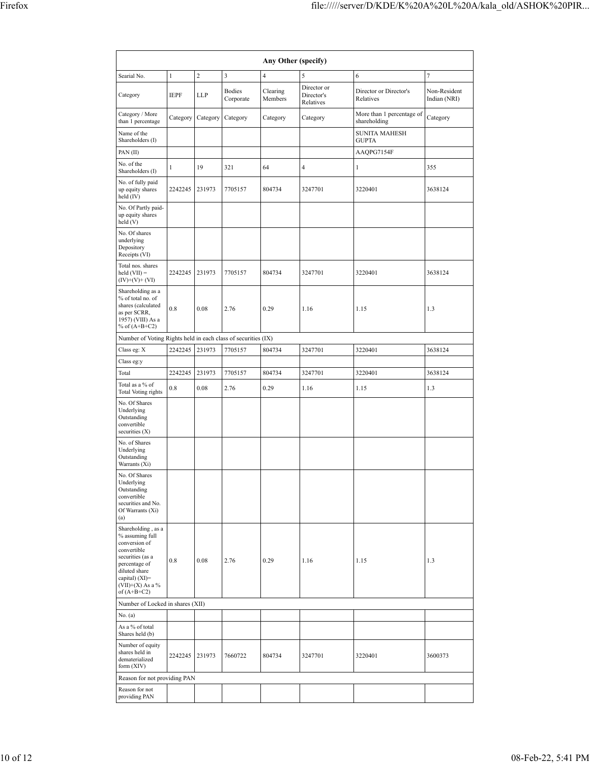| Any Other (specify) | | | | | | | |
|---|---|---|---|---|---|---|---|
| Searial No. | 1 | 2 | 3 | 4 | 5 | 6 | 7 |
| Category | IEPF | LLP | Bodies Corporate | Clearing Members | Director or Director's Relatives | Director or Director's Relatives | Non-Resident Indian (NRI) |
| Category / More than 1 percentage | Category | Category | Category | Category | Category | More than 1 percentage of shareholding | Category |
| Name of the Shareholders (I) | | | | | | SUNITA MAHESH GUPTA | |
| PAN (II) | | | | | | AAQPG7154F | |
| No. of the Shareholders (I) | 1 | 19 | 321 | 64 | 4 | 1 | 355 |
| No. of fully paid up equity shares held (IV) | 2242245 | 231973 | 7705157 | 804734 | 3247701 | 3220401 | 3638124 |
| No. Of Partly paid-up equity shares held (V) | | | | | | | |
| No. Of shares underlying Depository Receipts (VI) | | | | | | | |
| Total nos. shares held (VII) = (IV)+(V)+ (VI) | 2242245 | 231973 | 7705157 | 804734 | 3247701 | 3220401 | 3638124 |
| Shareholding as a % of total no. of shares (calculated as per SCRR, 1957) (VIII) As a % of (A+B+C2) | 0.8 | 0.08 | 2.76 | 0.29 | 1.16 | 1.15 | 1.3 |
| Number of Voting Rights held in each class of securities (IX) | | | | | | | |
| Class eg: X | 2242245 | 231973 | 7705157 | 804734 | 3247701 | 3220401 | 3638124 |
| Class eg:y | | | | | | | |
| Total | 2242245 | 231973 | 7705157 | 804734 | 3247701 | 3220401 | 3638124 |
| Total as a % of Total Voting rights | 0.8 | 0.08 | 2.76 | 0.29 | 1.16 | 1.15 | 1.3 |
| No. Of Shares Underlying Outstanding convertible securities (X) | | | | | | | |
| No. of Shares Underlying Outstanding Warrants (Xi) | | | | | | | |
| No. Of Shares Underlying Outstanding convertible securities and No. Of Warrants (Xi) (a) | | | | | | | |
| Shareholding , as a % assuming full conversion of convertible securities (as a percentage of diluted share capital) (XI)= (VII)+(X) As a % of (A+B+C2) | 0.8 | 0.08 | 2.76 | 0.29 | 1.16 | 1.15 | 1.3 |
| Number of Locked in shares (XII) | | | | | | | |
| No. (a) | | | | | | | |
| As a % of total Shares held (b) | | | | | | | |
| Number of equity shares held in dematerialized form (XIV) | 2242245 | 231973 | 7660722 | 804734 | 3247701 | 3220401 | 3600373 |
| Reason for not providing PAN | | | | | | | |
| Reason for not providing PAN | | | | | | | |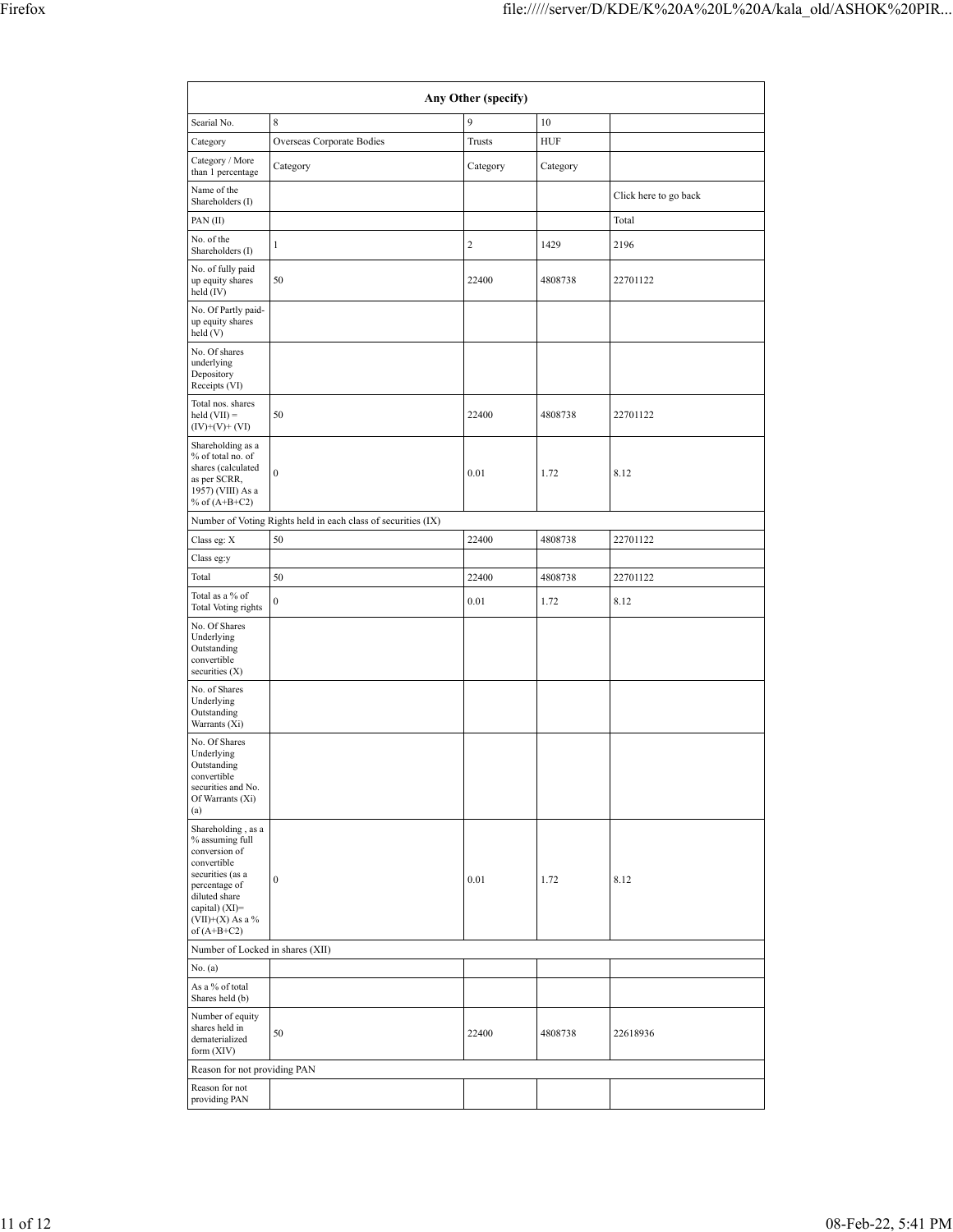| Any Other (specify) | | | | |
|---|---|---|---|---|
| Searial No. | 8 | 9 | 10 | |
| Category | Overseas Corporate Bodies | Trusts | HUF | |
| Category / More than 1 percentage | Category | Category | Category | |
| Name of the Shareholders (I) | | | | Click here to go back |
| PAN (II) | | | | Total |
| No. of the Shareholders (I) | 1 | 2 | 1429 | 2196 |
| No. of fully paid up equity shares held (IV) | 50 | 22400 | 4808738 | 22701122 |
| No. Of Partly paid-up equity shares held (V) | | | | |
| No. Of shares underlying Depository Receipts (VI) | | | | |
| Total nos. shares held (VII) = (IV)+(V)+ (VI) | 50 | 22400 | 4808738 | 22701122 |
| Shareholding as a % of total no. of shares (calculated as per SCRR, 1957) (VIII) As a % of (A+B+C2) | 0 | 0.01 | 1.72 | 8.12 |
| Number of Voting Rights held in each class of securities (IX) | | | | |
| Class eg: X | 50 | 22400 | 4808738 | 22701122 |
| Class eg:y | | | | |
| Total | 50 | 22400 | 4808738 | 22701122 |
| Total as a % of Total Voting rights | 0 | 0.01 | 1.72 | 8.12 |
| No. Of Shares Underlying Outstanding convertible securities (X) | | | | |
| No. of Shares Underlying Outstanding Warrants (Xi) | | | | |
| No. Of Shares Underlying Outstanding convertible securities and No. Of Warrants (Xi) (a) | | | | |
| Shareholding , as a % assuming full conversion of convertible securities (as a percentage of diluted share capital) (XI)= (VII)+(X) As a % of (A+B+C2) | 0 | 0.01 | 1.72 | 8.12 |
| Number of Locked in shares (XII) | | | | |
| No. (a) | | | | |
| As a % of total Shares held (b) | | | | |
| Number of equity shares held in dematerialized form (XIV) | 50 | 22400 | 4808738 | 22618936 |
| Reason for not providing PAN | | | | |
| Reason for not providing PAN | | | | |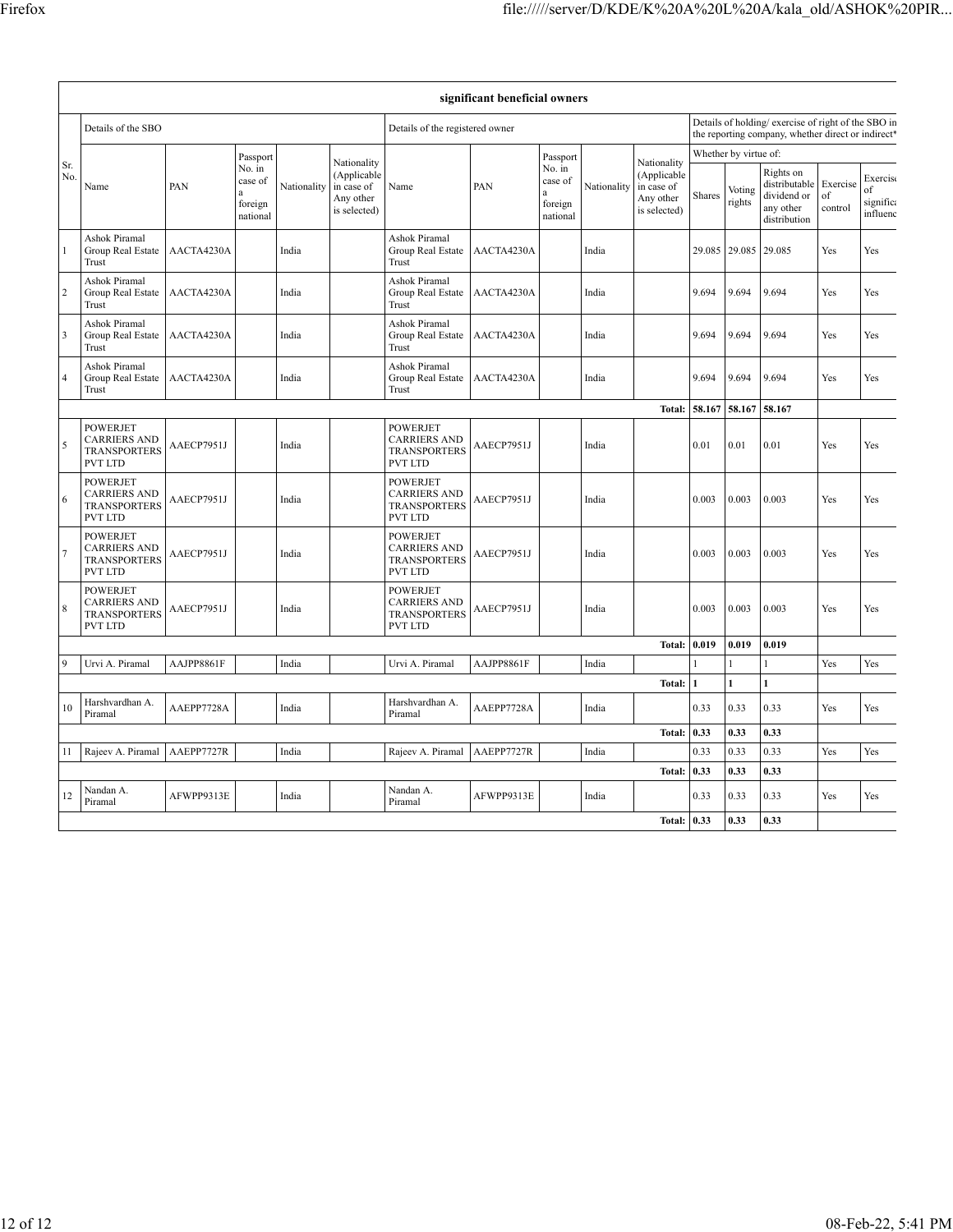| significant beneficial owners | | | | | | | | | | | | | | | |
|---|---|---|---|---|---|---|---|---|---|---|---|---|---|---|---|
| Sr. No. | Details of the SBO | | | | | Details of the registered owner | | | | | Details of holding/ exercise of right of the SBO in the reporting company, whether direct or indirect* | | | | |
| | | | | | | | | | | | Whether by virtue of: | | | | |
| | Name | PAN | Passport No. in case of a foreign national | Nationality | Nationality (Applicable in case of Any other is selected) | Name | PAN | Passport No. in case of a foreign national | Nationality | Nationality (Applicable in case of Any other is selected) | Shares | Voting rights | Rights on distributable dividend or any other distribution | Exercise of control | Exercise of significant influence |
| 1 | Ashok Piramal Group Real Estate Trust | AACTA4230A | | India | | Ashok Piramal Group Real Estate Trust | AACTA4230A | | India | | 29.085 | 29.085 | 29.085 | Yes | Yes |
| 2 | Ashok Piramal Group Real Estate Trust | AACTA4230A | | India | | Ashok Piramal Group Real Estate Trust | AACTA4230A | | India | | 9.694 | 9.694 | 9.694 | Yes | Yes |
| 3 | Ashok Piramal Group Real Estate Trust | AACTA4230A | | India | | Ashok Piramal Group Real Estate Trust | AACTA4230A | | India | | 9.694 | 9.694 | 9.694 | Yes | Yes |
| 4 | Ashok Piramal Group Real Estate Trust | AACTA4230A | | India | | Ashok Piramal Group Real Estate Trust | AACTA4230A | | India | | 9.694 | 9.694 | 9.694 | Yes | Yes |
| | | | | | | | | | | **Total:** | **58.167** | **58.167** | **58.167** | | |
| 5 | POWERJET CARRIERS AND TRANSPORTERS PVT LTD | AAECP7951J | | India | | POWERJET CARRIERS AND TRANSPORTERS PVT LTD | AAECP7951J | | India | | 0.01 | 0.01 | 0.01 | Yes | Yes |
| 6 | POWERJET CARRIERS AND TRANSPORTERS PVT LTD | AAECP7951J | | India | | POWERJET CARRIERS AND TRANSPORTERS PVT LTD | AAECP7951J | | India | | 0.003 | 0.003 | 0.003 | Yes | Yes |
| 7 | POWERJET CARRIERS AND TRANSPORTERS PVT LTD | AAECP7951J | | India | | POWERJET CARRIERS AND TRANSPORTERS PVT LTD | AAECP7951J | | India | | 0.003 | 0.003 | 0.003 | Yes | Yes |
| 8 | POWERJET CARRIERS AND TRANSPORTERS PVT LTD | AAECP7951J | | India | | POWERJET CARRIERS AND TRANSPORTERS PVT LTD | AAECP7951J | | India | | 0.003 | 0.003 | 0.003 | Yes | Yes |
| | | | | | | | | | | **Total:** | **0.019** | **0.019** | **0.019** | | |
| 9 | Urvi A. Piramal | AAJPP8861F | | India | | Urvi A. Piramal | AAJPP8861F | | India | | 1 | 1 | 1 | Yes | Yes |
| | | | | | | | | | | **Total:** | **1** | **1** | **1** | | |
| 10 | Harshvardhan A. Piramal | AAEPP7728A | | India | | Harshvardhan A. Piramal | AAEPP7728A | | India | | 0.33 | 0.33 | 0.33 | Yes | Yes |
| | | | | | | | | | | **Total:** | **0.33** | **0.33** | **0.33** | | |
| 11 | Rajeev A. Piramal | AAEPP7727R | | India | | Rajeev A. Piramal | AAEPP7727R | | India | | 0.33 | 0.33 | 0.33 | Yes | Yes |
| | | | | | | | | | | **Total:** | **0.33** | **0.33** | **0.33** | | |
| 12 | Nandan A. Piramal | AFWPP9313E | | India | | Nandan A. Piramal | AFWPP9313E | | India | | 0.33 | 0.33 | 0.33 | Yes | Yes |
| | | | | | | | | | | **Total:** | **0.33** | **0.33** | **0.33** | | |